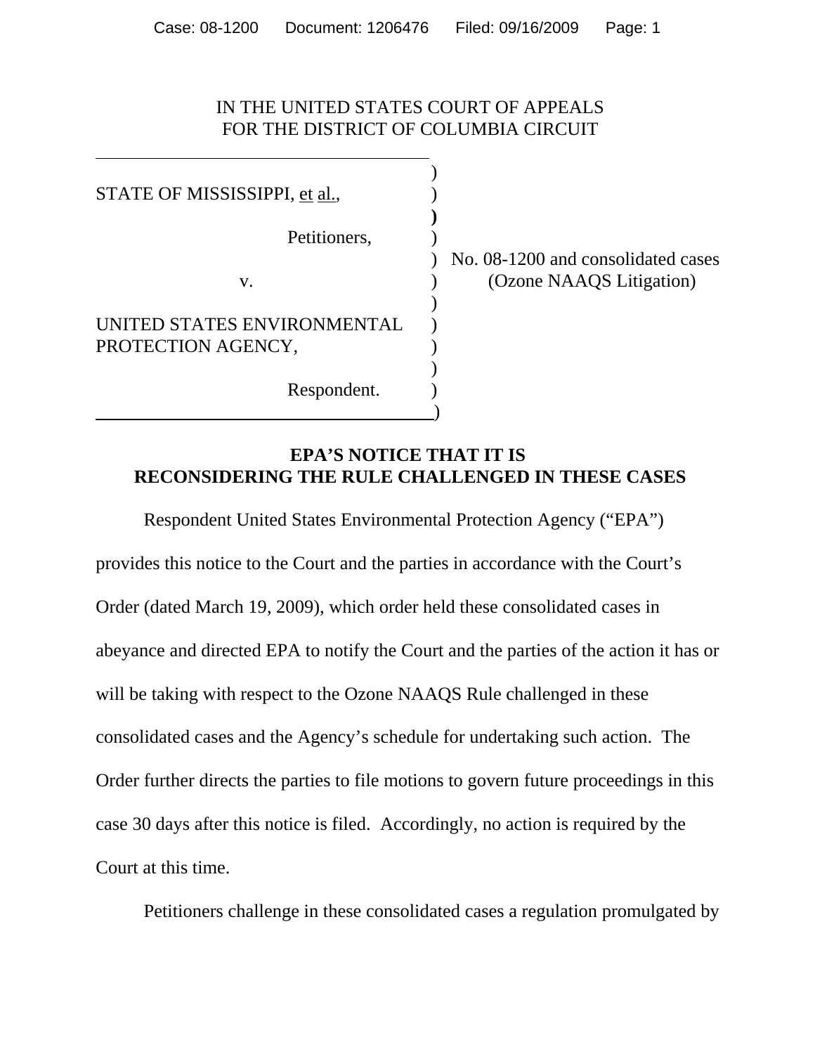IN THE UNITED STATES COURT OF APPEALS
FOR THE DISTRICT OF COLUMBIA CIRCUIT

| | |
|---|---|
| STATE OF MISSISSIPPI, et al., | |
| Petitioners, | No. 08-1200 and consolidated cases |
| v. | (Ozone NAAQS Litigation) |
| UNITED STATES ENVIRONMENTAL PROTECTION AGENCY, | |
| Respondent. | |

**EPA'S NOTICE THAT IT IS RECONSIDERING THE RULE CHALLENGED IN THESE CASES**

Respondent United States Environmental Protection Agency ("EPA") provides this notice to the Court and the parties in accordance with the Court's Order (dated March 19, 2009), which order held these consolidated cases in abeyance and directed EPA to notify the Court and the parties of the action it has or will be taking with respect to the Ozone NAAQS Rule challenged in these consolidated cases and the Agency's schedule for undertaking such action. The Order further directs the parties to file motions to govern future proceedings in this case 30 days after this notice is filed. Accordingly, no action is required by the Court at this time.

Petitioners challenge in these consolidated cases a regulation promulgated by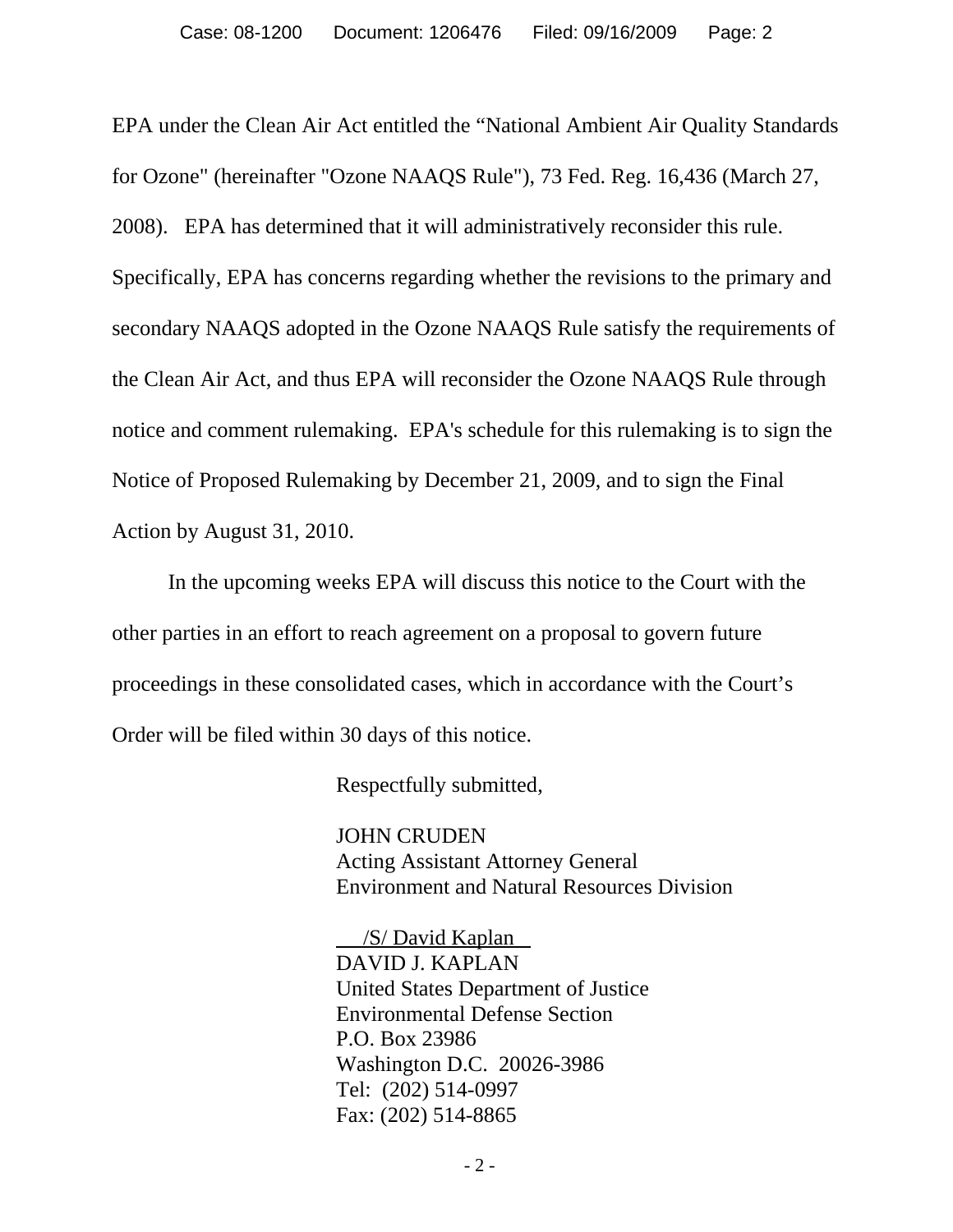EPA under the Clean Air Act entitled the "National Ambient Air Quality Standards for Ozone" (hereinafter "Ozone NAAQS Rule"), 73 Fed. Reg. 16,436 (March 27, 2008). EPA has determined that it will administratively reconsider this rule. Specifically, EPA has concerns regarding whether the revisions to the primary and secondary NAAQS adopted in the Ozone NAAQS Rule satisfy the requirements of the Clean Air Act, and thus EPA will reconsider the Ozone NAAQS Rule through notice and comment rulemaking. EPA's schedule for this rulemaking is to sign the Notice of Proposed Rulemaking by December 21, 2009, and to sign the Final Action by August 31, 2010.

In the upcoming weeks EPA will discuss this notice to the Court with the other parties in an effort to reach agreement on a proposal to govern future proceedings in these consolidated cases, which in accordance with the Court's Order will be filed within 30 days of this notice.

Respectfully submitted,

JOHN CRUDEN
Acting Assistant Attorney General
Environment and Natural Resources Division

/S/ David Kaplan
DAVID J. KAPLAN
United States Department of Justice
Environmental Defense Section
P.O. Box 23986
Washington D.C. 20026-3986
Tel: (202) 514-0997
Fax: (202) 514-8865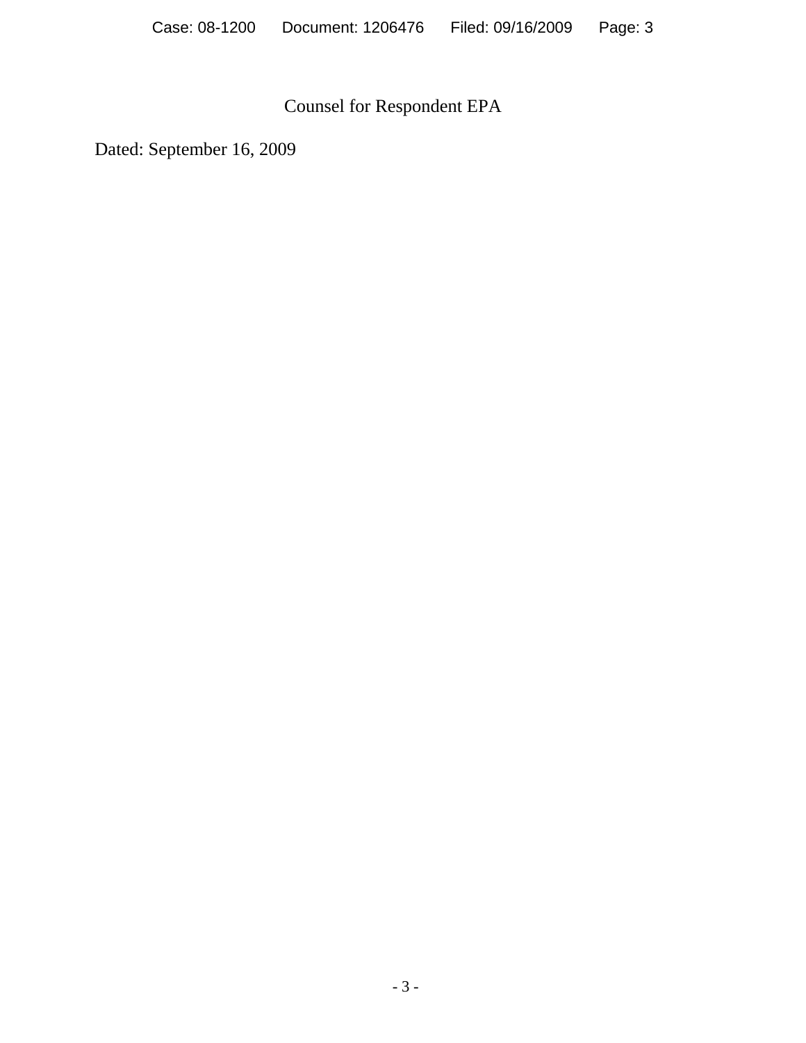Counsel for Respondent EPA

Dated: September 16, 2009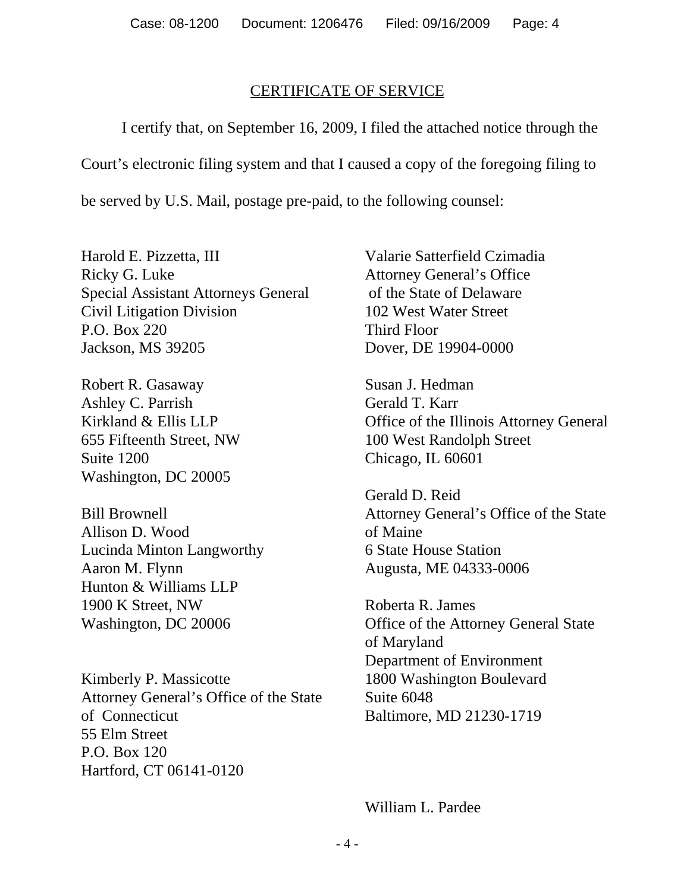## CERTIFICATE OF SERVICE

I certify that, on September 16, 2009, I filed the attached notice through the Court's electronic filing system and that I caused a copy of the foregoing filing to be served by U.S. Mail, postage pre-paid, to the following counsel:

Harold E. Pizzetta, III
Ricky G. Luke
Special Assistant Attorneys General
Civil Litigation Division
P.O. Box 220
Jackson, MS 39205

Robert R. Gasaway
Ashley C. Parrish
Kirkland & Ellis LLP
655 Fifteenth Street, NW
Suite 1200
Washington, DC 20005

Bill Brownell
Allison D. Wood
Lucinda Minton Langworthy
Aaron M. Flynn
Hunton & Williams LLP
1900 K Street, NW
Washington, DC 20006

Kimberly P. Massicotte
Attorney General's Office of the State of Connecticut
55 Elm Street
P.O. Box 120
Hartford, CT 06141-0120

Valarie Satterfield Czimadia
Attorney General's Office of the State of Delaware
102 West Water Street
Third Floor
Dover, DE 19904-0000

Susan J. Hedman
Gerald T. Karr
Office of the Illinois Attorney General
100 West Randolph Street
Chicago, IL 60601

Gerald D. Reid
Attorney General's Office of the State of Maine
6 State House Station
Augusta, ME 04333-0006

Roberta R. James
Office of the Attorney General State of Maryland
Department of Environment
1800 Washington Boulevard
Suite 6048
Baltimore, MD 21230-1719

William L. Pardee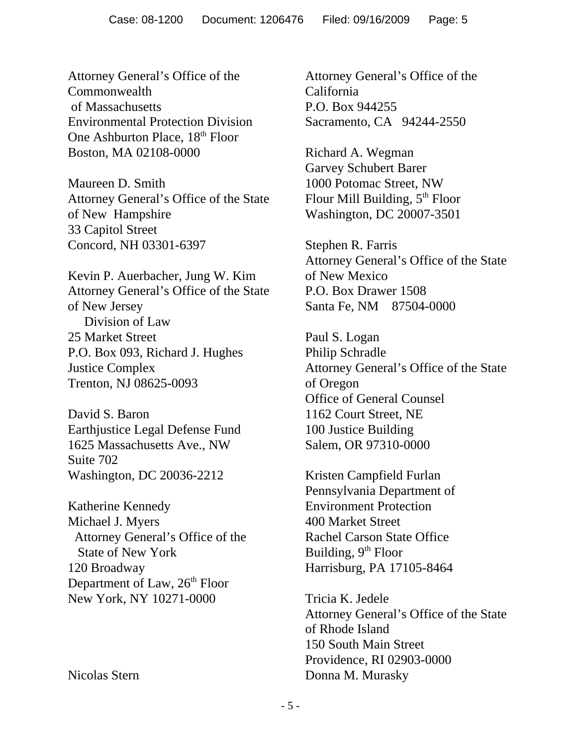Attorney General's Office of the
Commonwealth
of Massachusetts
Environmental Protection Division
One Ashburton Place, 18th Floor
Boston, MA 02108-0000

Maureen D. Smith
Attorney General's Office of the State
of New Hampshire
33 Capitol Street
Concord, NH 03301-6397

Kevin P. Auerbacher, Jung W. Kim
Attorney General's Office of the State
of New Jersey
Division of Law
25 Market Street
P.O. Box 093, Richard J. Hughes
Justice Complex
Trenton, NJ 08625-0093

David S. Baron
Earthjustice Legal Defense Fund
1625 Massachusetts Ave., NW
Suite 702
Washington, DC 20036-2212

Katherine Kennedy
Michael J. Myers
Attorney General's Office of the
State of New York
120 Broadway
Department of Law, 26th Floor
New York, NY 10271-0000

Nicolas Stern

Attorney General's Office of the
California
P.O. Box 944255
Sacramento, CA 94244-2550

Richard A. Wegman
Garvey Schubert Barer
1000 Potomac Street, NW
Flour Mill Building, 5th Floor
Washington, DC 20007-3501

Stephen R. Farris
Attorney General's Office of the State
of New Mexico
P.O. Box Drawer 1508
Santa Fe, NM 87504-0000

Paul S. Logan
Philip Schradle
Attorney General's Office of the State
of Oregon
Office of General Counsel
1162 Court Street, NE
100 Justice Building
Salem, OR 97310-0000

Kristen Campfield Furlan
Pennsylvania Department of
Environment Protection
400 Market Street
Rachel Carson State Office
Building, 9th Floor
Harrisburg, PA 17105-8464

Tricia K. Jedele
Attorney General's Office of the State
of Rhode Island
150 South Main Street
Providence, RI 02903-0000

Donna M. Murasky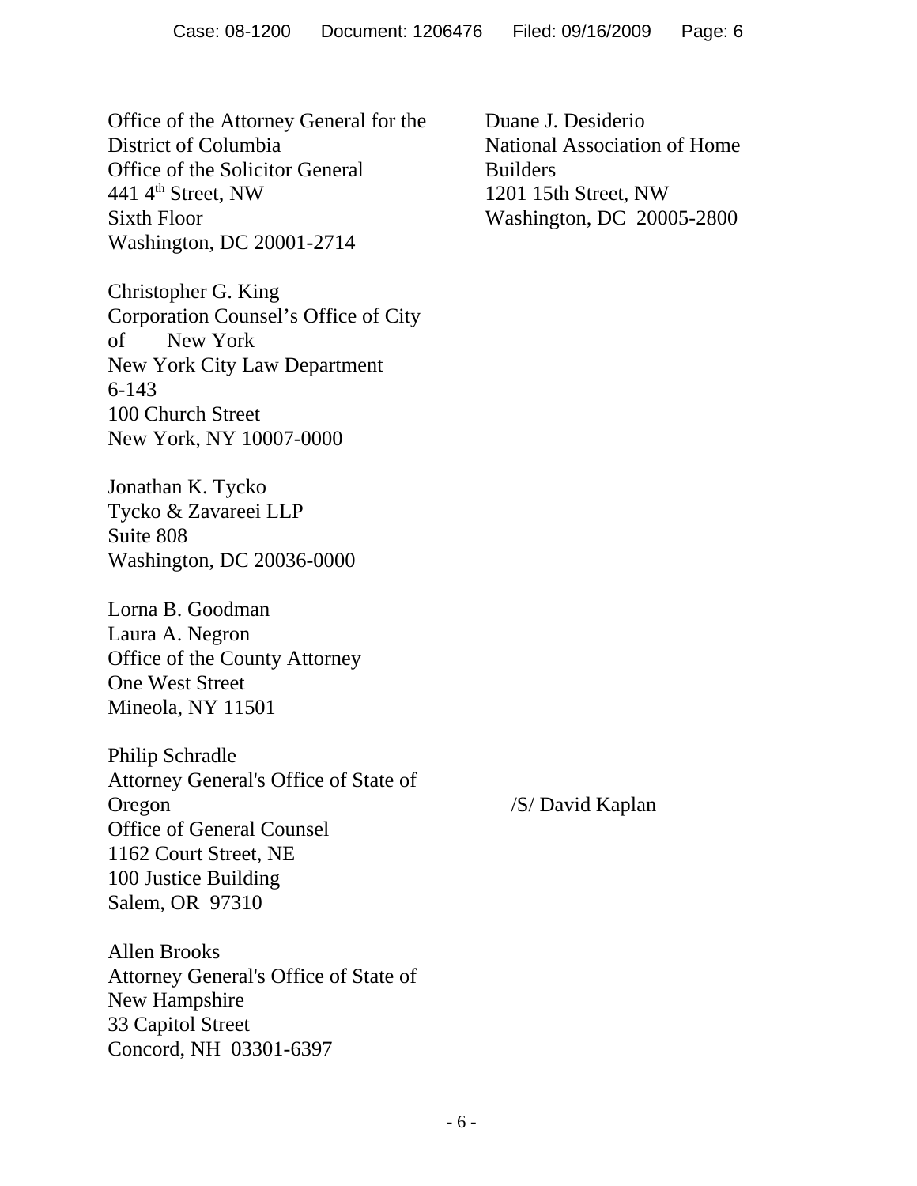Office of the Attorney General for the District of Columbia
Office of the Solicitor General
441 4th Street, NW
Sixth Floor
Washington, DC 20001-2714

Christopher G. King
Corporation Counsel's Office of City of New York
New York City Law Department
6-143
100 Church Street
New York, NY 10007-0000

Jonathan K. Tycko
Tycko & Zavareei LLP
Suite 808
Washington, DC 20036-0000

Lorna B. Goodman
Laura A. Negron
Office of the County Attorney
One West Street
Mineola, NY 11501

Philip Schradle
Attorney General's Office of State of Oregon
Office of General Counsel
1162 Court Street, NE
100 Justice Building
Salem, OR 97310

Allen Brooks
Attorney General's Office of State of New Hampshire
33 Capitol Street
Concord, NH 03301-6397

Duane J. Desiderio
National Association of Home Builders
1201 15th Street, NW
Washington, DC 20005-2800

/S/ David Kaplan